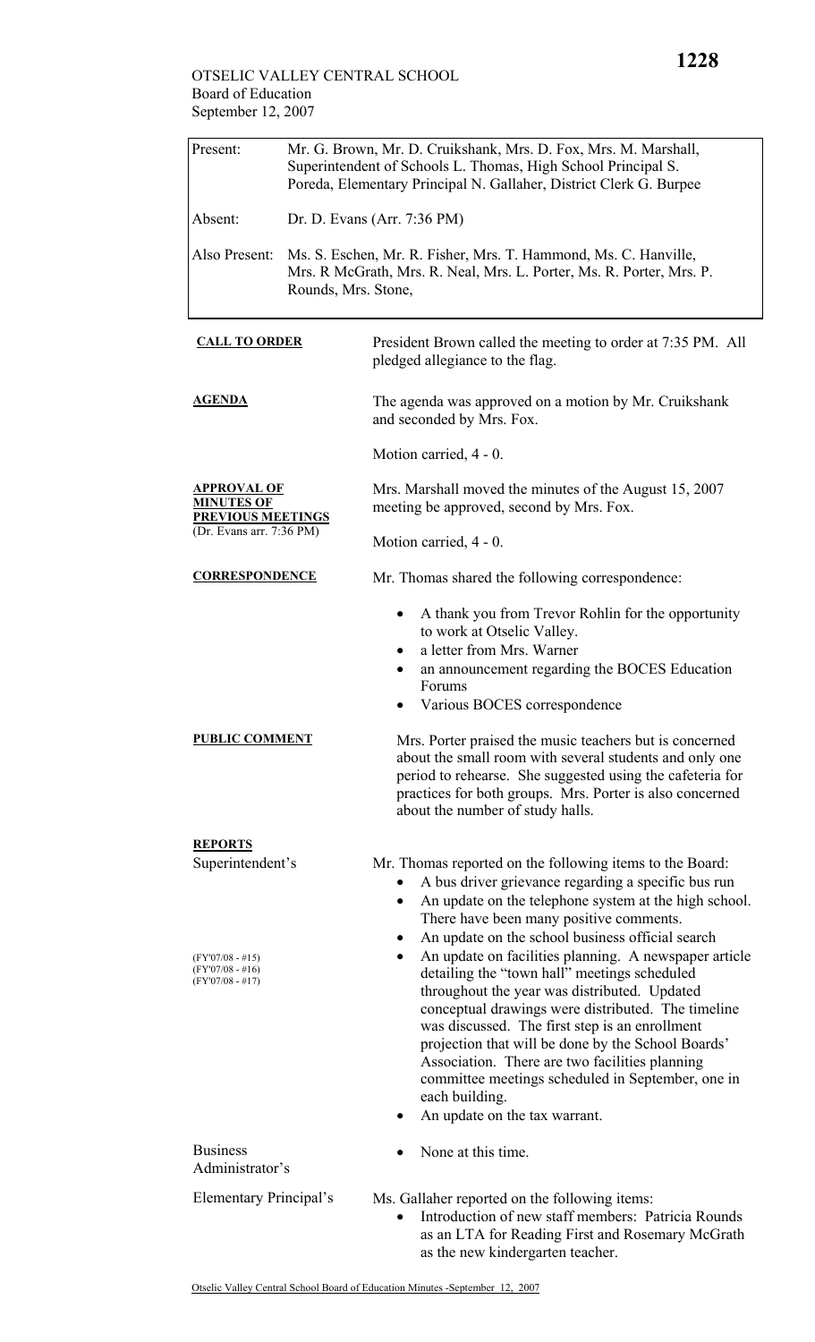OTSELIC VALLEY CENTRAL SCHOOL
Board of Education
September 12, 2007

| | |
|---|---|
| Present: | Mr. G. Brown, Mr. D. Cruikshank, Mrs. D. Fox, Mrs. M. Marshall, Superintendent of Schools L. Thomas, High School Principal S. Poreda, Elementary Principal N. Gallaher, District Clerk G. Burpee |
| Absent: | Dr. D. Evans (Arr. 7:36 PM) |
| Also Present: | Ms. S. Eschen, Mr. R. Fisher, Mrs. T. Hammond, Ms. C. Hanville, Mrs. R McGrath, Mrs. R. Neal, Mrs. L. Porter, Ms. R. Porter, Mrs. P. Rounds, Mrs. Stone, |

**CALL TO ORDER**

President Brown called the meeting to order at 7:35 PM. All pledged allegiance to the flag.

**AGENDA**

The agenda was approved on a motion by Mr. Cruikshank and seconded by Mrs. Fox.

Motion carried, 4 - 0.

**APPROVAL OF MINUTES OF PREVIOUS MEETINGS**
(Dr. Evans arr. 7:36 PM)

Mrs. Marshall moved the minutes of the August 15, 2007 meeting be approved, second by Mrs. Fox.

Motion carried, 4 - 0.

**CORRESPONDENCE**

Mr. Thomas shared the following correspondence:

- A thank you from Trevor Rohlin for the opportunity to work at Otselic Valley.
- a letter from Mrs. Warner
- an announcement regarding the BOCES Education Forums
- Various BOCES correspondence

**PUBLIC COMMENT**

Mrs. Porter praised the music teachers but is concerned about the small room with several students and only one period to rehearse. She suggested using the cafeteria for practices for both groups. Mrs. Porter is also concerned about the number of study halls.

**REPORTS**

Superintendent's

Mr. Thomas reported on the following items to the Board:

- A bus driver grievance regarding a specific bus run
- An update on the telephone system at the high school. There have been many positive comments.
- An update on the school business official search
- An update on facilities planning. A newspaper article detailing the "town hall" meetings scheduled throughout the year was distributed. Updated conceptual drawings were distributed. The timeline was discussed. The first step is an enrollment projection that will be done by the School Boards' Association. There are two facilities planning committee meetings scheduled in September, one in each building. (FY'07/08 - #15) (FY'07/08 - #16) (FY'07/08 - #17)
- An update on the tax warrant.

Business Administrator's

- None at this time.

Elementary Principal's

Ms. Gallaher reported on the following items:

- Introduction of new staff members: Patricia Rounds as an LTA for Reading First and Rosemary McGrath as the new kindergarten teacher.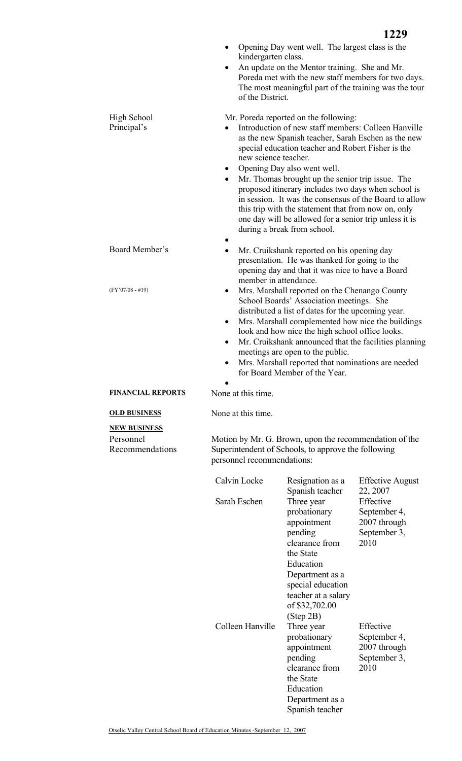- Opening Day went well. The largest class is the kindergarten class.
- An update on the Mentor training. She and Mr. Poreda met with the new staff members for two days. The most meaningful part of the training was the tour of the District.

High School Principal's

Mr. Poreda reported on the following:

- Introduction of new staff members: Colleen Hanville as the new Spanish teacher, Sarah Eschen as the new special education teacher and Robert Fisher is the new science teacher.
- Opening Day also went well.
- Mr. Thomas brought up the senior trip issue. The proposed itinerary includes two days when school is in session. It was the consensus of the Board to allow this trip with the statement that from now on, only one day will be allowed for a senior trip unless it is during a break from school.

Board Member's

(FY'07/08 - #19)

- Mr. Cruikshank reported on his opening day presentation. He was thanked for going to the opening day and that it was nice to have a Board member in attendance.
- Mrs. Marshall reported on the Chenango County School Boards' Association meetings. She distributed a list of dates for the upcoming year.
- Mrs. Marshall complemented how nice the buildings look and how nice the high school office looks.
- Mr. Cruikshank announced that the facilities planning meetings are open to the public.
- Mrs. Marshall reported that nominations are needed for Board Member of the Year.

**FINANCIAL REPORTS**

None at this time.

**OLD BUSINESS**

None at this time.

**NEW BUSINESS**

Personnel Recommendations

Motion by Mr. G. Brown, upon the recommendation of the Superintendent of Schools, to approve the following personnel recommendations:

| | | |
|---|---|---|
| Calvin Locke | Resignation as a Spanish teacher | Effective August 22, 2007 |
| Sarah Eschen | Three year probationary appointment pending clearance from the State Education Department as a special education teacher at a salary of $32,702.00 (Step 2B) | Effective September 4, 2007 through September 3, 2010 |
| Colleen Hanville | Three year probationary appointment pending clearance from the State Education Department as a Spanish teacher | Effective September 4, 2007 through September 3, 2010 |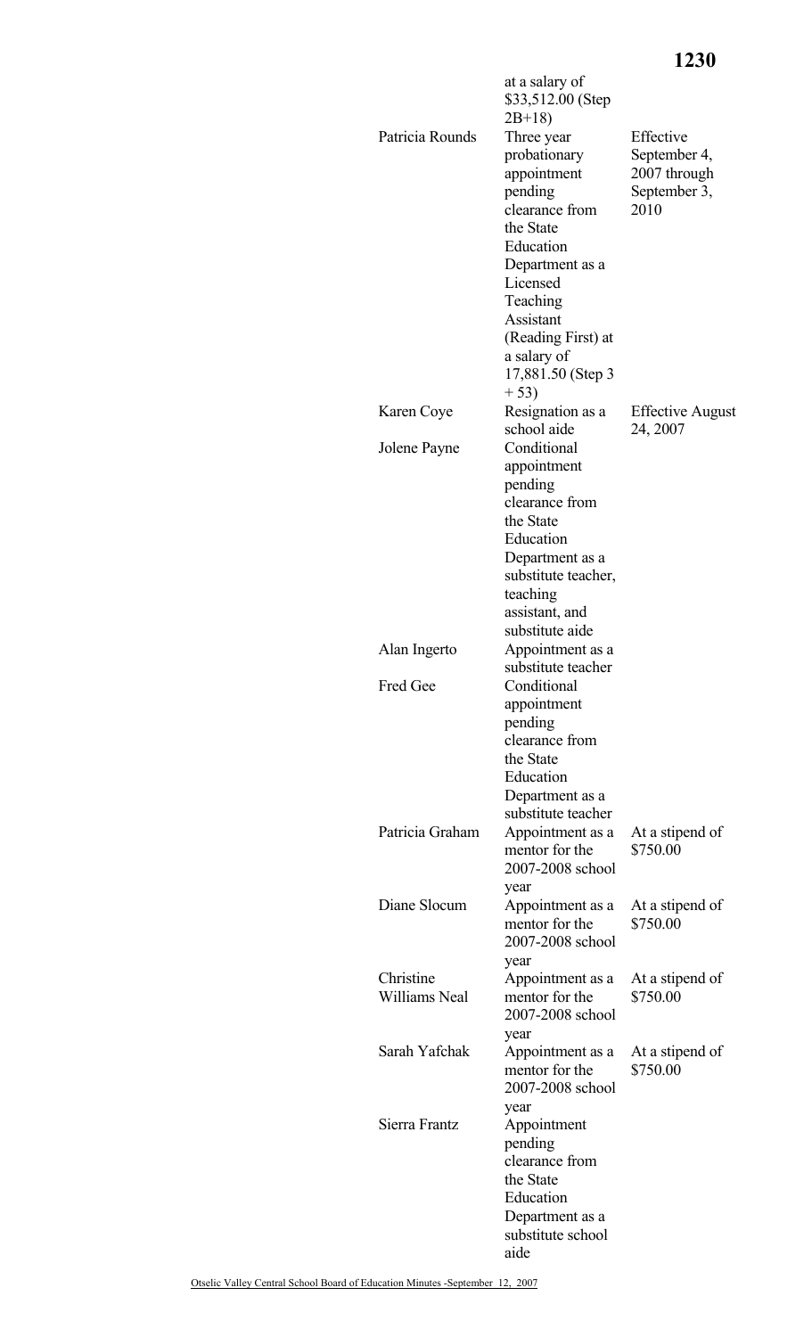| | | |
|---|---|---|
| | at a salary of $33,512.00 (Step 2B+18) | |
| Patricia Rounds | Three year probationary appointment pending clearance from the State Education Department as a Licensed Teaching Assistant (Reading First) at a salary of 17,881.50 (Step 3 + 53) | Effective September 4, 2007 through September 3, 2010 |
| Karen Coye | Resignation as a school aide | Effective August 24, 2007 |
| Jolene Payne | Conditional appointment pending clearance from the State Education Department as a substitute teacher, teaching assistant, and substitute aide | |
| Alan Ingerto | Appointment as a substitute teacher | |
| Fred Gee | Conditional appointment pending clearance from the State Education Department as a substitute teacher | |
| Patricia Graham | Appointment as a mentor for the 2007-2008 school year | At a stipend of $750.00 |
| Diane Slocum | Appointment as a mentor for the 2007-2008 school year | At a stipend of $750.00 |
| Christine Williams Neal | Appointment as a mentor for the 2007-2008 school year | At a stipend of $750.00 |
| Sarah Yafchak | Appointment as a mentor for the 2007-2008 school year | At a stipend of $750.00 |
| Sierra Frantz | Appointment pending clearance from the State Education Department as a substitute school aide | |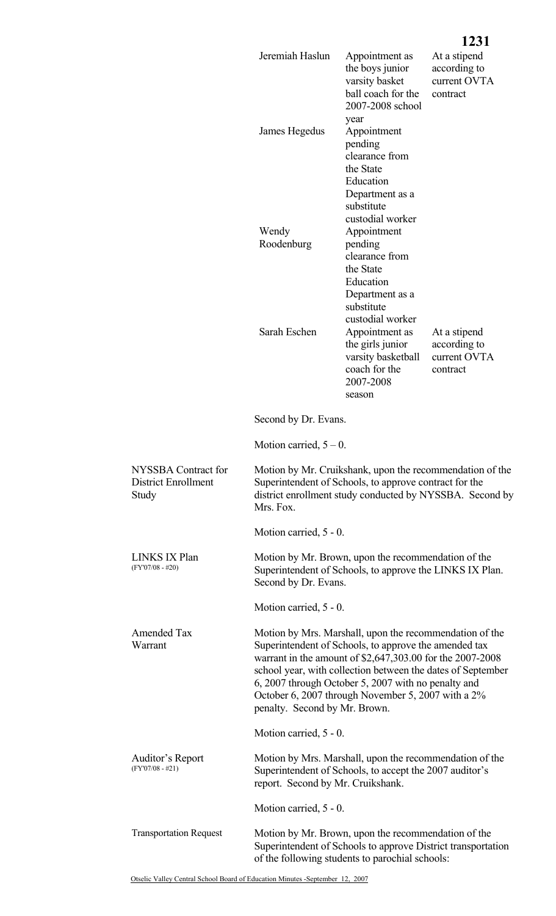| | | |
|---|---|---|
| Jeremiah Haslun | Appointment as the boys junior varsity basket ball coach for the 2007-2008 school year | At a stipend according to current OVTA contract |
| James Hegedus | Appointment pending clearance from the State Education Department as a substitute custodial worker | |
| Wendy Roodenburg | Appointment pending clearance from the State Education Department as a substitute custodial worker | |
| Sarah Eschen | Appointment as the girls junior varsity basketball coach for the 2007-2008 season | At a stipend according to current OVTA contract |

Second by Dr. Evans.

Motion carried, 5 – 0.

**NYSSBA Contract for District Enrollment Study**

Motion by Mr. Cruikshank, upon the recommendation of the Superintendent of Schools, to approve contract for the district enrollment study conducted by NYSSBA. Second by Mrs. Fox.

Motion carried, 5 - 0.

**LINKS IX Plan** (FY'07/08 - #20)

Motion by Mr. Brown, upon the recommendation of the Superintendent of Schools, to approve the LINKS IX Plan. Second by Dr. Evans.

Motion carried, 5 - 0.

**Amended Tax Warrant**

Motion by Mrs. Marshall, upon the recommendation of the Superintendent of Schools, to approve the amended tax warrant in the amount of $2,647,303.00 for the 2007-2008 school year, with collection between the dates of September 6, 2007 through October 5, 2007 with no penalty and October 6, 2007 through November 5, 2007 with a 2% penalty. Second by Mr. Brown.

Motion carried, 5 - 0.

**Auditor's Report** (FY'07/08 - #21)

Motion by Mrs. Marshall, upon the recommendation of the Superintendent of Schools, to accept the 2007 auditor's report. Second by Mr. Cruikshank.

Motion carried, 5 - 0.

**Transportation Request**

Motion by Mr. Brown, upon the recommendation of the Superintendent of Schools to approve District transportation of the following students to parochial schools: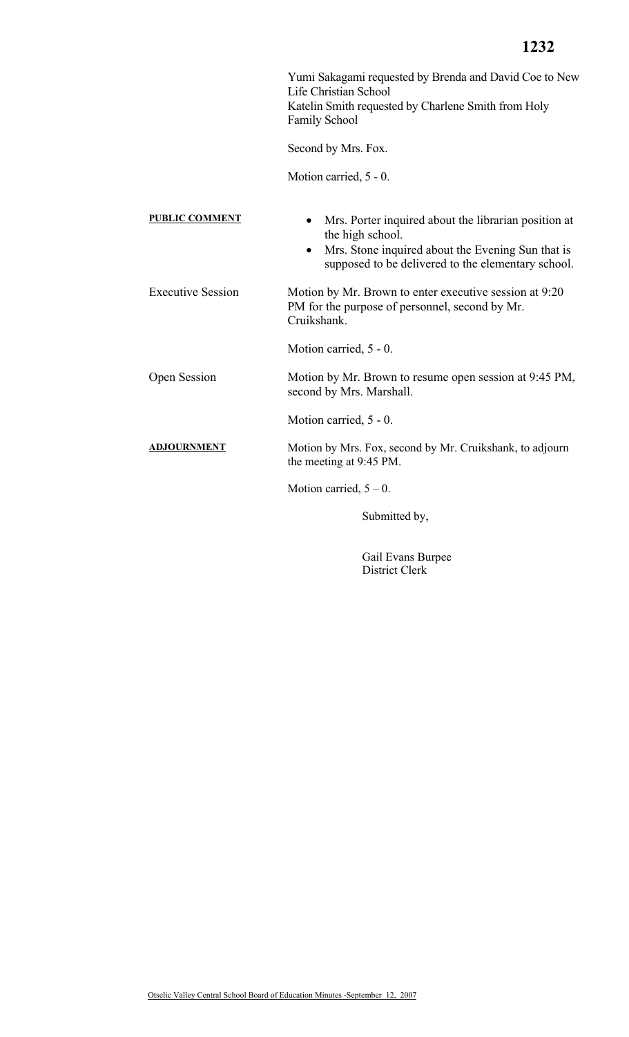Yumi Sakagami requested by Brenda and David Coe to New Life Christian School
Katelin Smith requested by Charlene Smith from Holy Family School

Second by Mrs. Fox.

Motion carried, 5 - 0.

**PUBLIC COMMENT**

- Mrs. Porter inquired about the librarian position at the high school.
- Mrs. Stone inquired about the Evening Sun that is supposed to be delivered to the elementary school.

Executive Session

Motion by Mr. Brown to enter executive session at 9:20 PM for the purpose of personnel, second by Mr. Cruikshank.

Motion carried, 5 - 0.

Open Session

Motion by Mr. Brown to resume open session at 9:45 PM, second by Mrs. Marshall.

Motion carried, 5 - 0.

**ADJOURNMENT**

Motion by Mrs. Fox, second by Mr. Cruikshank, to adjourn the meeting at 9:45 PM.

Motion carried, 5 – 0.

Submitted by,

Gail Evans Burpee
District Clerk